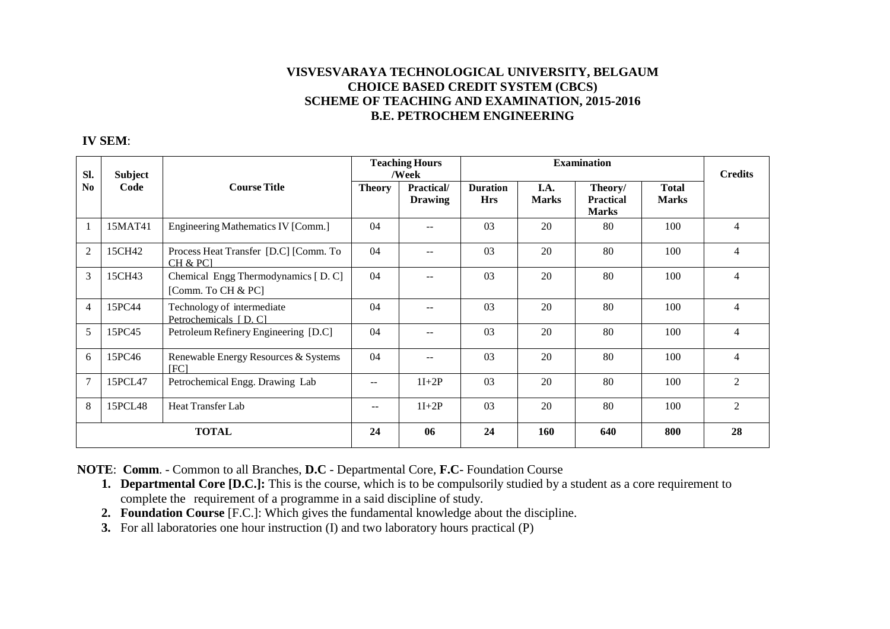# VISVESVARAYA TECHNOLOGICAL UNIVERSITY, BELGAUM
## CHOICE BASED CREDIT SYSTEM (CBCS)
## SCHEME OF TEACHING AND EXAMINATION, 2015-2016
## B.E. PETROCHEM ENGINEERING

**IV SEM**:

| Sl. No | Subject Code | Course Title | Teaching Hours /Week | | Examination | | | | Credits |
|---|---|---|---|---|---|---|---|---|---|
| | | | Theory | Practical/ Drawing | Duration Hrs | I.A. Marks | Theory/ Practical Marks | Total Marks | |
| 1 | 15MAT41 | Engineering Mathematics IV [Comm.] | 04 | -- | 03 | 20 | 80 | 100 | 4 |
| 2 | 15CH42 | Process Heat Transfer [D.C] [Comm. To CH & PC] | 04 | -- | 03 | 20 | 80 | 100 | 4 |
| 3 | 15CH43 | Chemical Engg Thermodynamics [ D. C] [Comm. To CH & PC] | 04 | -- | 03 | 20 | 80 | 100 | 4 |
| 4 | 15PC44 | Technology of intermediate Petrochemicals [ D. C] | 04 | -- | 03 | 20 | 80 | 100 | 4 |
| 5 | 15PC45 | Petroleum Refinery Engineering [D.C] | 04 | -- | 03 | 20 | 80 | 100 | 4 |
| 6 | 15PC46 | Renewable Energy Resources & Systems [FC] | 04 | -- | 03 | 20 | 80 | 100 | 4 |
| 7 | 15PCL47 | Petrochemical Engg. Drawing Lab | -- | 1I+2P | 03 | 20 | 80 | 100 | 2 |
| 8 | 15PCL48 | Heat Transfer Lab | -- | 1I+2P | 03 | 20 | 80 | 100 | 2 |
| **TOTAL** | | | **24** | **06** | **24** | **160** | **640** | **800** | **28** |

**NOTE**: **Comm**. - Common to all Branches, **D.C** - Departmental Core, **F.C**- Foundation Course

1. **Departmental Core [D.C.]:** This is the course, which is to be compulsorily studied by a student as a core requirement to complete the requirement of a programme in a said discipline of study.
2. **Foundation Course** [F.C.]: Which gives the fundamental knowledge about the discipline.
3. For all laboratories one hour instruction (I) and two laboratory hours practical (P)